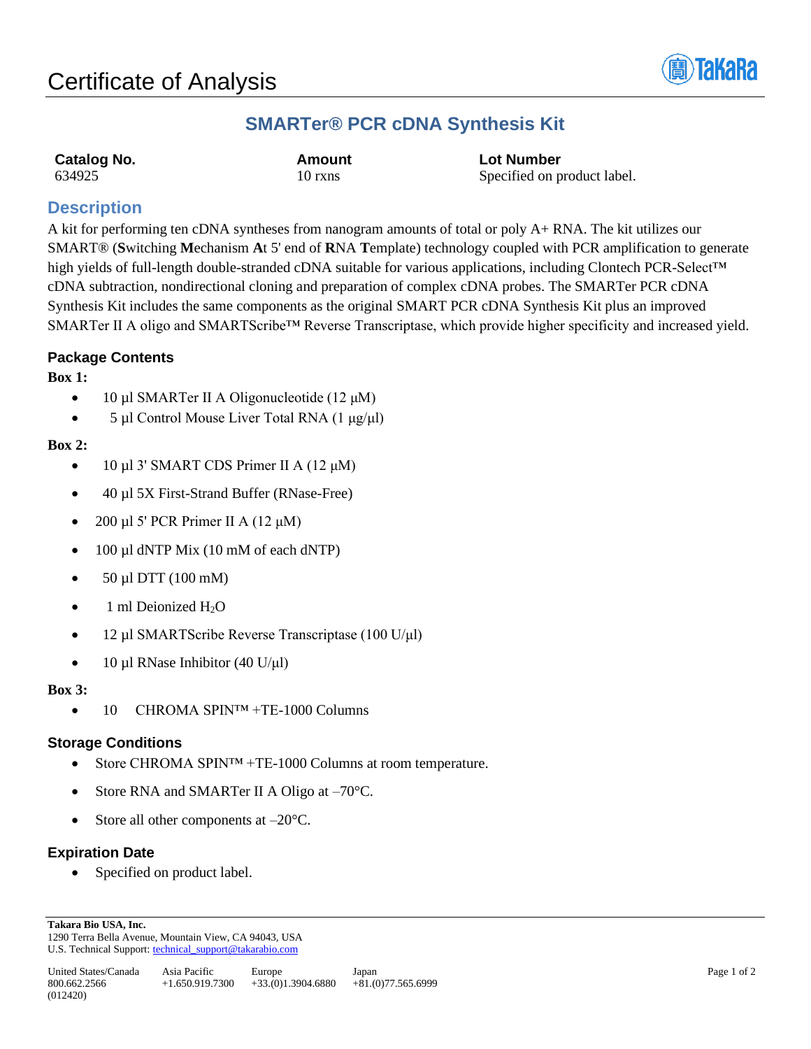# Certificate of Analysis

## SMARTer® PCR cDNA Synthesis Kit

| **Catalog No.** | **Amount** | **Lot Number** |
|---|---|---|
| 634925 | 10 rxns | Specified on product label. |

## Description

A kit for performing ten cDNA syntheses from nanogram amounts of total or poly A+ RNA. The kit utilizes our SMART® (**S**witching **M**echanism **A**t 5' end of **R**NA **T**emplate) technology coupled with PCR amplification to generate high yields of full-length double-stranded cDNA suitable for various applications, including Clontech PCR-Select™ cDNA subtraction, nondirectional cloning and preparation of complex cDNA probes. The SMARTer PCR cDNA Synthesis Kit includes the same components as the original SMART PCR cDNA Synthesis Kit plus an improved SMARTer II A oligo and SMARTScribe™ Reverse Transcriptase, which provide higher specificity and increased yield.

### Package Contents

**Box 1:**

- 10 µl SMARTer II A Oligonucleotide (12 µM)
- 5 µl Control Mouse Liver Total RNA (1 µg/µl)

**Box 2:**

- 10 µl 3' SMART CDS Primer II A (12 µM)
- 40 µl 5X First-Strand Buffer (RNase-Free)
- 200 µl 5' PCR Primer II A (12 µM)
- 100 µl dNTP Mix (10 mM of each dNTP)
- 50 µl DTT (100 mM)
- 1 ml Deionized $H_2O$
- 12 µl SMARTScribe Reverse Transcriptase (100 U/µl)
- 10 µl RNase Inhibitor (40 U/µl)

**Box 3:**

- 10 CHROMA SPIN™ +TE-1000 Columns

### Storage Conditions

- Store CHROMA SPIN™ +TE-1000 Columns at room temperature.
- Store RNA and SMARTer II A Oligo at –70°C.
- Store all other components at –20°C.

### Expiration Date

- Specified on product label.

**Takara Bio USA, Inc.**
1290 Terra Bella Avenue, Mountain View, CA 94043, USA
U.S. Technical Support: technical_support@takarabio.com

| United States/Canada | Asia Pacific | Europe | Japan |
|---|---|---|---|
| 800.662.2566 | +1.650.919.7300 | +33.(0)1.3904.6880 | +81.(0)77.565.6999 |

(012420)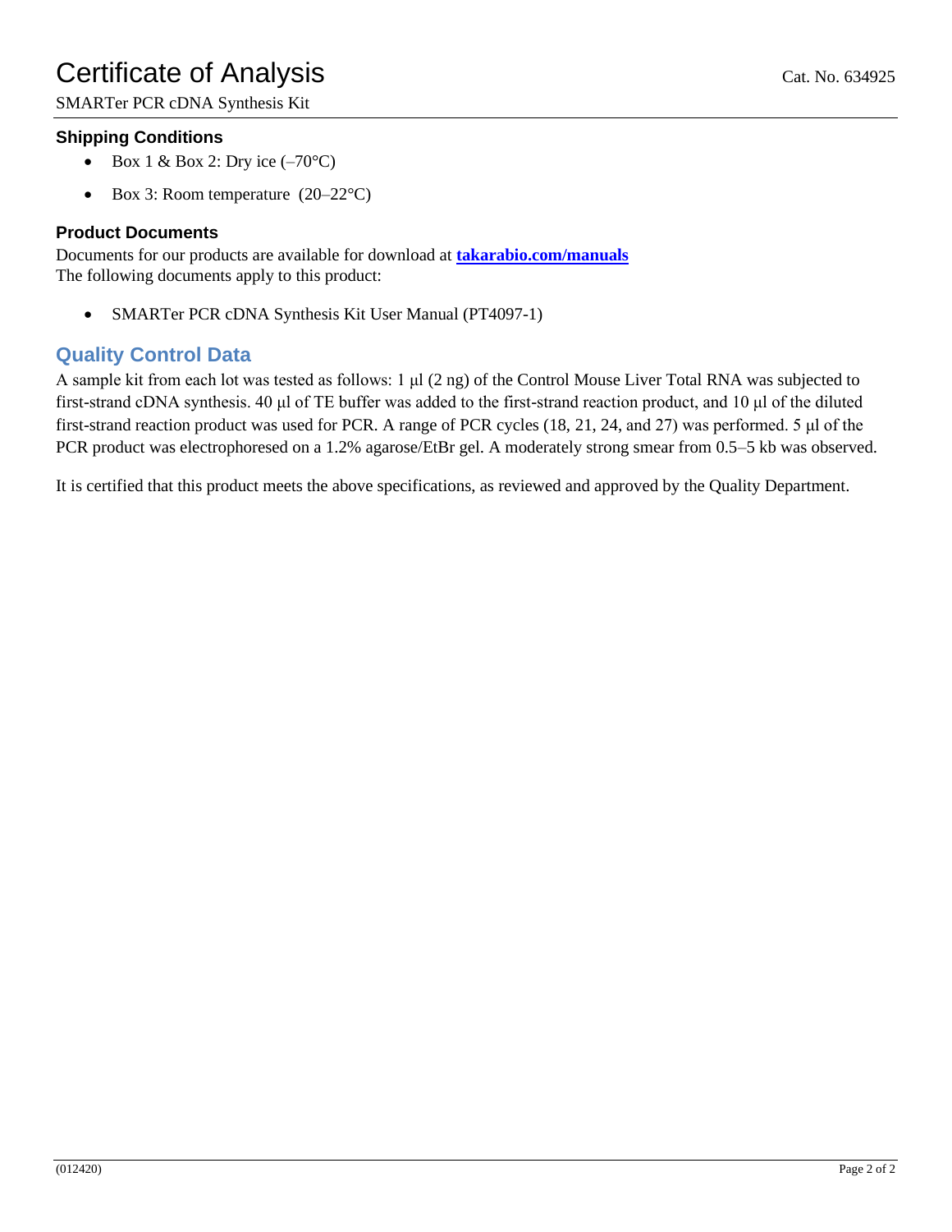# Certificate of Analysis

SMARTer PCR cDNA Synthesis Kit

Cat. No. 634925

### Shipping Conditions

- Box 1 & Box 2: Dry ice (–70°C)
- Box 3: Room temperature (20–22°C)

### Product Documents

Documents for our products are available for download at **takarabio.com/manuals**
The following documents apply to this product:

- SMARTer PCR cDNA Synthesis Kit User Manual (PT4097-1)

## Quality Control Data

A sample kit from each lot was tested as follows: 1 µl (2 ng) of the Control Mouse Liver Total RNA was subjected to first-strand cDNA synthesis. 40 µl of TE buffer was added to the first-strand reaction product, and 10 µl of the diluted first-strand reaction product was used for PCR. A range of PCR cycles (18, 21, 24, and 27) was performed. 5 µl of the PCR product was electrophoresed on a 1.2% agarose/EtBr gel. A moderately strong smear from 0.5–5 kb was observed.

It is certified that this product meets the above specifications, as reviewed and approved by the Quality Department.

(012420)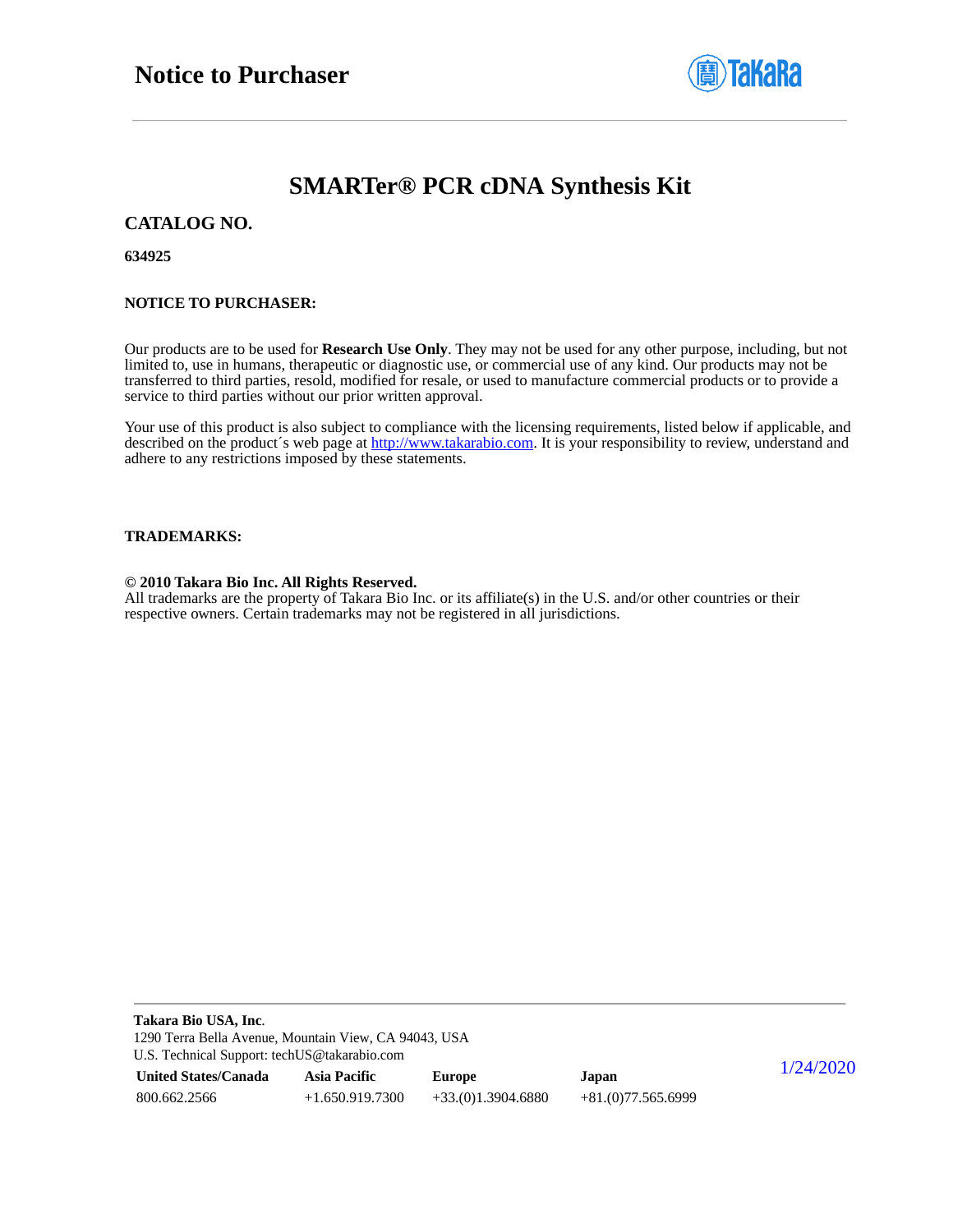# Notice to Purchaser

## SMARTer® PCR cDNA Synthesis Kit

### CATALOG NO.

**634925**

**NOTICE TO PURCHASER:**

Our products are to be used for **Research Use Only**. They may not be used for any other purpose, including, but not limited to, use in humans, therapeutic or diagnostic use, or commercial use of any kind. Our products may not be transferred to third parties, resold, modified for resale, or used to manufacture commercial products or to provide a service to third parties without our prior written approval.

Your use of this product is also subject to compliance with the licensing requirements, listed below if applicable, and described on the product´s web page at http://www.takarabio.com. It is your responsibility to review, understand and adhere to any restrictions imposed by these statements.

**TRADEMARKS:**

**© 2010 Takara Bio Inc. All Rights Reserved.**
All trademarks are the property of Takara Bio Inc. or its affiliate(s) in the U.S. and/or other countries or their respective owners. Certain trademarks may not be registered in all jurisdictions.

**Takara Bio USA, Inc.**
1290 Terra Bella Avenue, Mountain View, CA 94043, USA
U.S. Technical Support: techUS@takarabio.com

| United States/Canada | Asia Pacific | Europe | Japan |
|---|---|---|---|
| 800.662.2566 | +1.650.919.7300 | +33.(0)1.3904.6880 | +81.(0)77.565.6999 |

1/24/2020